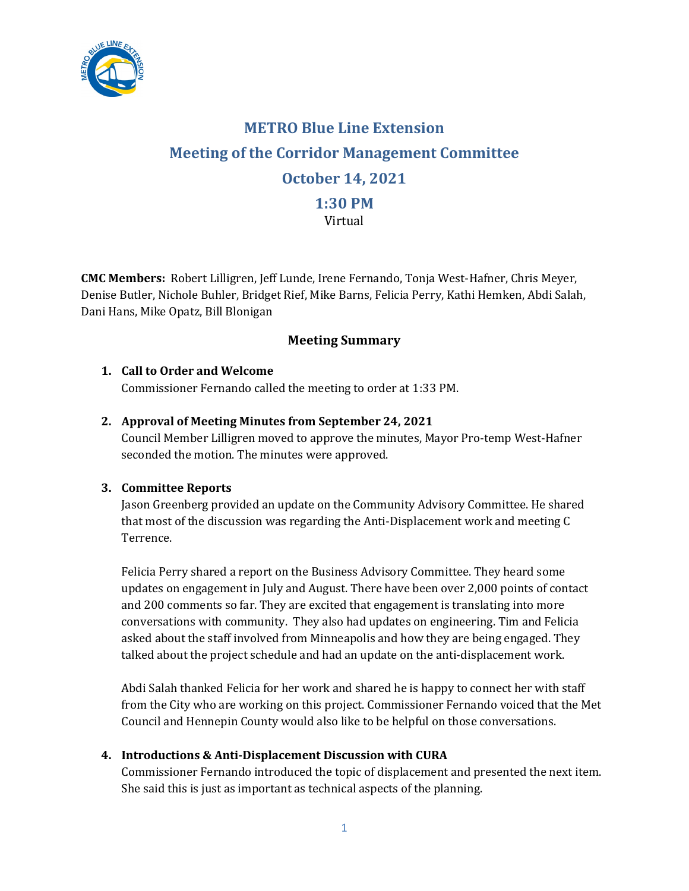# METRO Blue Line Extension

## Meeting of the Corridor Management Committee

## October 14, 2021

## 1:30 PM

Virtual

**CMC Members:** Robert Lilligren, Jeff Lunde, Irene Fernando, Tonja West-Hafner, Chris Meyer, Denise Butler, Nichole Buhler, Bridget Rief, Mike Barns, Felicia Perry, Kathi Hemken, Abdi Salah, Dani Hans, Mike Opatz, Bill Blonigan

### Meeting Summary

1. **Call to Order and Welcome**

   Commissioner Fernando called the meeting to order at 1:33 PM.

2. **Approval of Meeting Minutes from September 24, 2021**

   Council Member Lilligren moved to approve the minutes, Mayor Pro-temp West-Hafner seconded the motion. The minutes were approved.

3. **Committee Reports**

   Jason Greenberg provided an update on the Community Advisory Committee. He shared that most of the discussion was regarding the Anti-Displacement work and meeting C Terrence.

   Felicia Perry shared a report on the Business Advisory Committee. They heard some updates on engagement in July and August. There have been over 2,000 points of contact and 200 comments so far. They are excited that engagement is translating into more conversations with community. They also had updates on engineering. Tim and Felicia asked about the staff involved from Minneapolis and how they are being engaged. They talked about the project schedule and had an update on the anti-displacement work.

   Abdi Salah thanked Felicia for her work and shared he is happy to connect her with staff from the City who are working on this project. Commissioner Fernando voiced that the Met Council and Hennepin County would also like to be helpful on those conversations.

4. **Introductions & Anti-Displacement Discussion with CURA**

   Commissioner Fernando introduced the topic of displacement and presented the next item. She said this is just as important as technical aspects of the planning.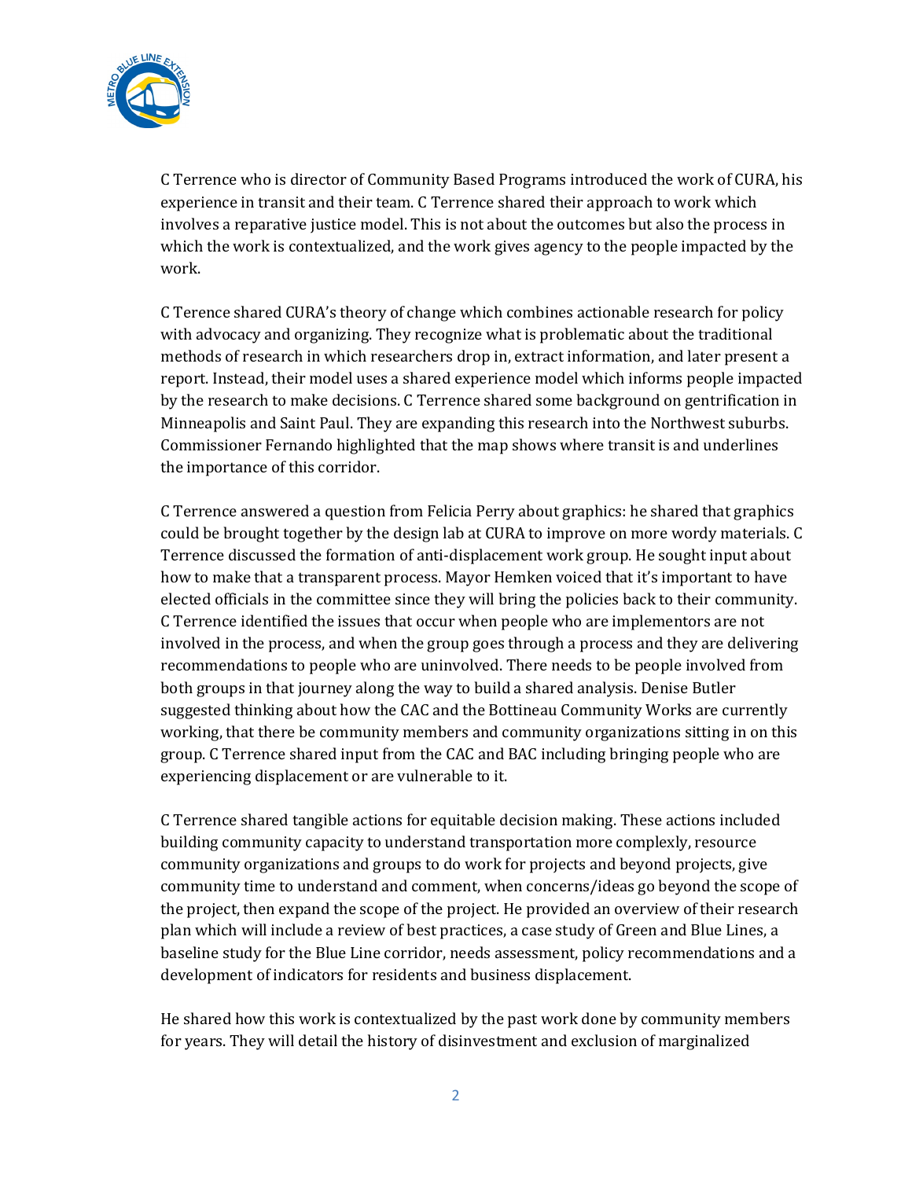C Terrence who is director of Community Based Programs introduced the work of CURA, his experience in transit and their team. C Terrence shared their approach to work which involves a reparative justice model. This is not about the outcomes but also the process in which the work is contextualized, and the work gives agency to the people impacted by the work.

C Terence shared CURA's theory of change which combines actionable research for policy with advocacy and organizing. They recognize what is problematic about the traditional methods of research in which researchers drop in, extract information, and later present a report. Instead, their model uses a shared experience model which informs people impacted by the research to make decisions. C Terrence shared some background on gentrification in Minneapolis and Saint Paul. They are expanding this research into the Northwest suburbs. Commissioner Fernando highlighted that the map shows where transit is and underlines the importance of this corridor.

C Terrence answered a question from Felicia Perry about graphics: he shared that graphics could be brought together by the design lab at CURA to improve on more wordy materials. C Terrence discussed the formation of anti-displacement work group. He sought input about how to make that a transparent process. Mayor Hemken voiced that it's important to have elected officials in the committee since they will bring the policies back to their community. C Terrence identified the issues that occur when people who are implementors are not involved in the process, and when the group goes through a process and they are delivering recommendations to people who are uninvolved. There needs to be people involved from both groups in that journey along the way to build a shared analysis. Denise Butler suggested thinking about how the CAC and the Bottineau Community Works are currently working, that there be community members and community organizations sitting in on this group. C Terrence shared input from the CAC and BAC including bringing people who are experiencing displacement or are vulnerable to it.

C Terrence shared tangible actions for equitable decision making. These actions included building community capacity to understand transportation more complexly, resource community organizations and groups to do work for projects and beyond projects, give community time to understand and comment, when concerns/ideas go beyond the scope of the project, then expand the scope of the project. He provided an overview of their research plan which will include a review of best practices, a case study of Green and Blue Lines, a baseline study for the Blue Line corridor, needs assessment, policy recommendations and a development of indicators for residents and business displacement.

He shared how this work is contextualized by the past work done by community members for years. They will detail the history of disinvestment and exclusion of marginalized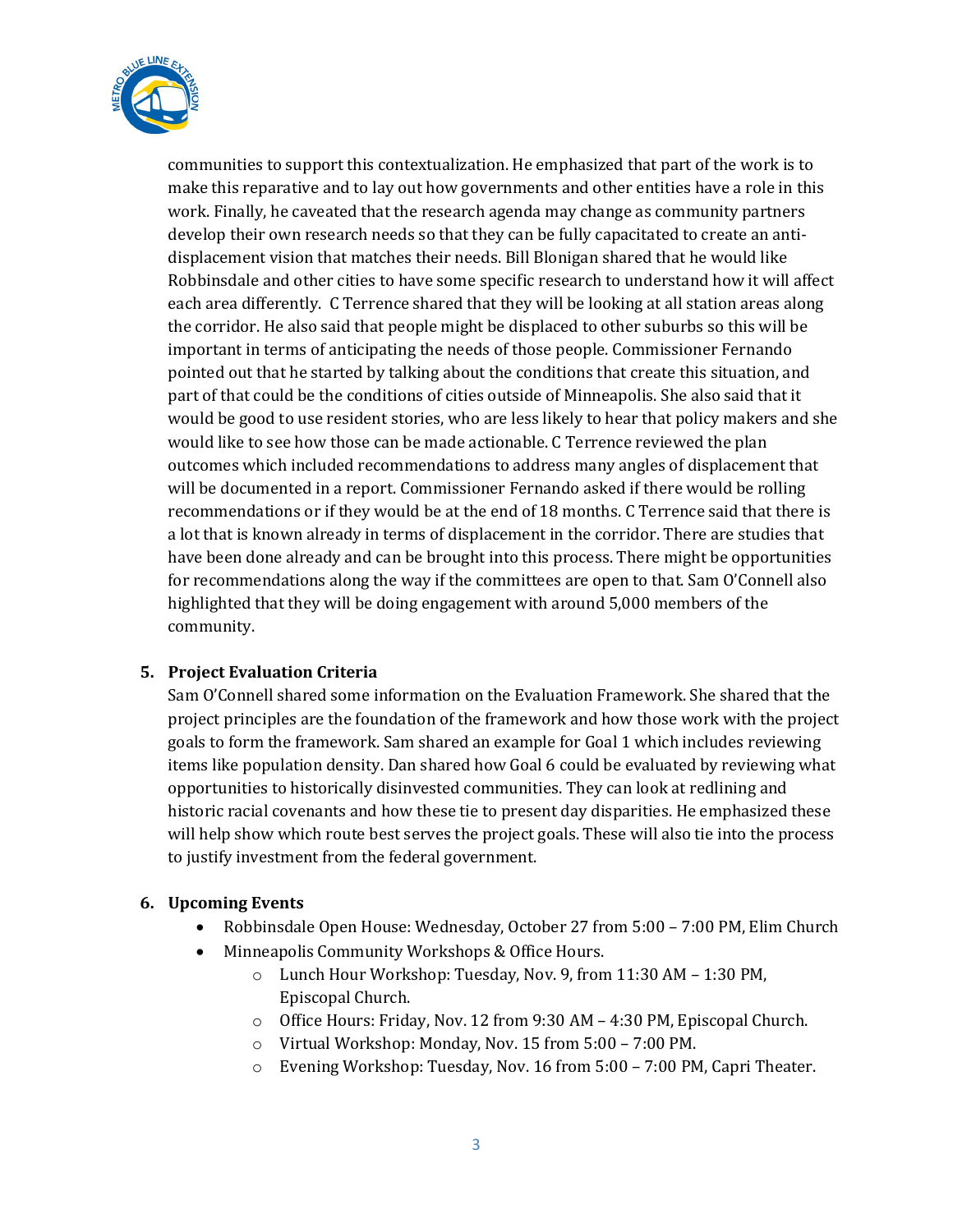communities to support this contextualization. He emphasized that part of the work is to make this reparative and to lay out how governments and other entities have a role in this work. Finally, he caveated that the research agenda may change as community partners develop their own research needs so that they can be fully capacitated to create an anti-displacement vision that matches their needs. Bill Blonigan shared that he would like Robbinsdale and other cities to have some specific research to understand how it will affect each area differently. C Terrence shared that they will be looking at all station areas along the corridor. He also said that people might be displaced to other suburbs so this will be important in terms of anticipating the needs of those people. Commissioner Fernando pointed out that he started by talking about the conditions that create this situation, and part of that could be the conditions of cities outside of Minneapolis. She also said that it would be good to use resident stories, who are less likely to hear that policy makers and she would like to see how those can be made actionable. C Terrence reviewed the plan outcomes which included recommendations to address many angles of displacement that will be documented in a report. Commissioner Fernando asked if there would be rolling recommendations or if they would be at the end of 18 months. C Terrence said that there is a lot that is known already in terms of displacement in the corridor. There are studies that have been done already and can be brought into this process. There might be opportunities for recommendations along the way if the committees are open to that. Sam O'Connell also highlighted that they will be doing engagement with around 5,000 members of the community.

5. **Project Evaluation Criteria**

   Sam O'Connell shared some information on the Evaluation Framework. She shared that the project principles are the foundation of the framework and how those work with the project goals to form the framework. Sam shared an example for Goal 1 which includes reviewing items like population density. Dan shared how Goal 6 could be evaluated by reviewing what opportunities to historically disinvested communities. They can look at redlining and historic racial covenants and how these tie to present day disparities. He emphasized these will help show which route best serves the project goals. These will also tie into the process to justify investment from the federal government.

6. **Upcoming Events**
   - Robbinsdale Open House: Wednesday, October 27 from 5:00 – 7:00 PM, Elim Church
   - Minneapolis Community Workshops & Office Hours.
     - Lunch Hour Workshop: Tuesday, Nov. 9, from 11:30 AM – 1:30 PM, Episcopal Church.
     - Office Hours: Friday, Nov. 12 from 9:30 AM – 4:30 PM, Episcopal Church.
     - Virtual Workshop: Monday, Nov. 15 from 5:00 – 7:00 PM.
     - Evening Workshop: Tuesday, Nov. 16 from 5:00 – 7:00 PM, Capri Theater.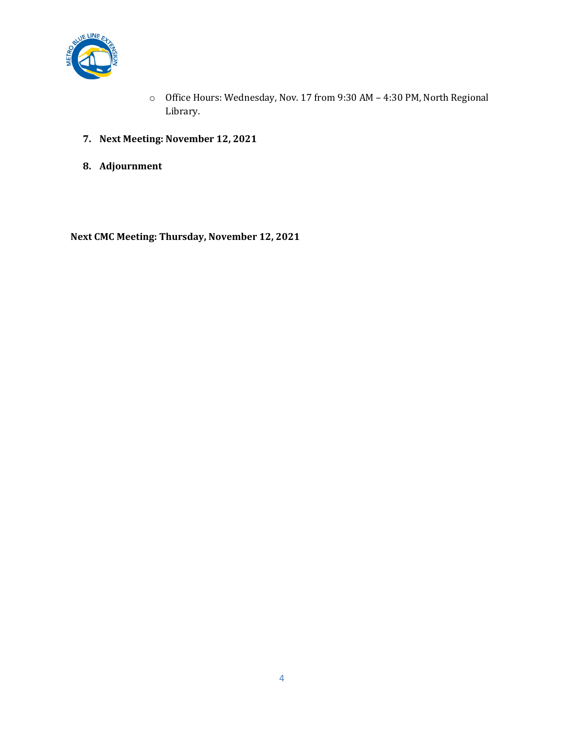- Office Hours: Wednesday, Nov. 17 from 9:30 AM – 4:30 PM, North Regional Library.

7. **Next Meeting: November 12, 2021**

8. **Adjournment**

**Next CMC Meeting: Thursday, November 12, 2021**